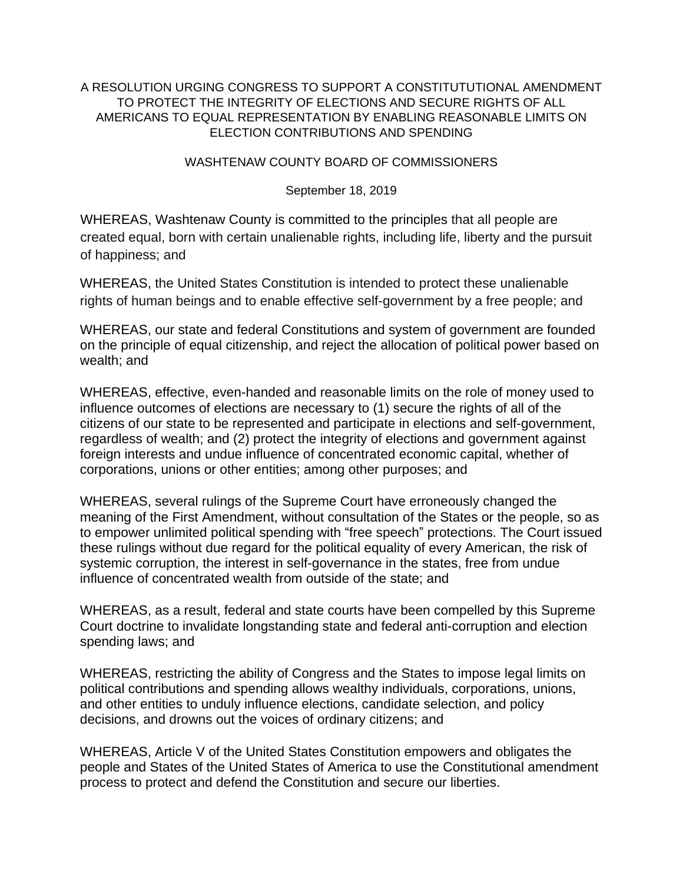# A RESOLUTION URGING CONGRESS TO SUPPORT A CONSTITUTUTIONAL AMENDMENT TO PROTECT THE INTEGRITY OF ELECTIONS AND SECURE RIGHTS OF ALL AMERICANS TO EQUAL REPRESENTATION BY ENABLING REASONABLE LIMITS ON ELECTION CONTRIBUTIONS AND SPENDING

WASHTENAW COUNTY BOARD OF COMMISSIONERS

September 18, 2019

WHEREAS, Washtenaw County is committed to the principles that all people are created equal, born with certain unalienable rights, including life, liberty and the pursuit of happiness; and

WHEREAS, the United States Constitution is intended to protect these unalienable rights of human beings and to enable effective self-government by a free people; and

WHEREAS, our state and federal Constitutions and system of government are founded on the principle of equal citizenship, and reject the allocation of political power based on wealth; and

WHEREAS, effective, even-handed and reasonable limits on the role of money used to influence outcomes of elections are necessary to (1) secure the rights of all of the citizens of our state to be represented and participate in elections and self-government, regardless of wealth; and (2) protect the integrity of elections and government against foreign interests and undue influence of concentrated economic capital, whether of corporations, unions or other entities; among other purposes; and

WHEREAS, several rulings of the Supreme Court have erroneously changed the meaning of the First Amendment, without consultation of the States or the people, so as to empower unlimited political spending with "free speech" protections. The Court issued these rulings without due regard for the political equality of every American, the risk of systemic corruption, the interest in self-governance in the states, free from undue influence of concentrated wealth from outside of the state; and

WHEREAS, as a result, federal and state courts have been compelled by this Supreme Court doctrine to invalidate longstanding state and federal anti-corruption and election spending laws; and

WHEREAS, restricting the ability of Congress and the States to impose legal limits on political contributions and spending allows wealthy individuals, corporations, unions, and other entities to unduly influence elections, candidate selection, and policy decisions, and drowns out the voices of ordinary citizens; and

WHEREAS, Article V of the United States Constitution empowers and obligates the people and States of the United States of America to use the Constitutional amendment process to protect and defend the Constitution and secure our liberties.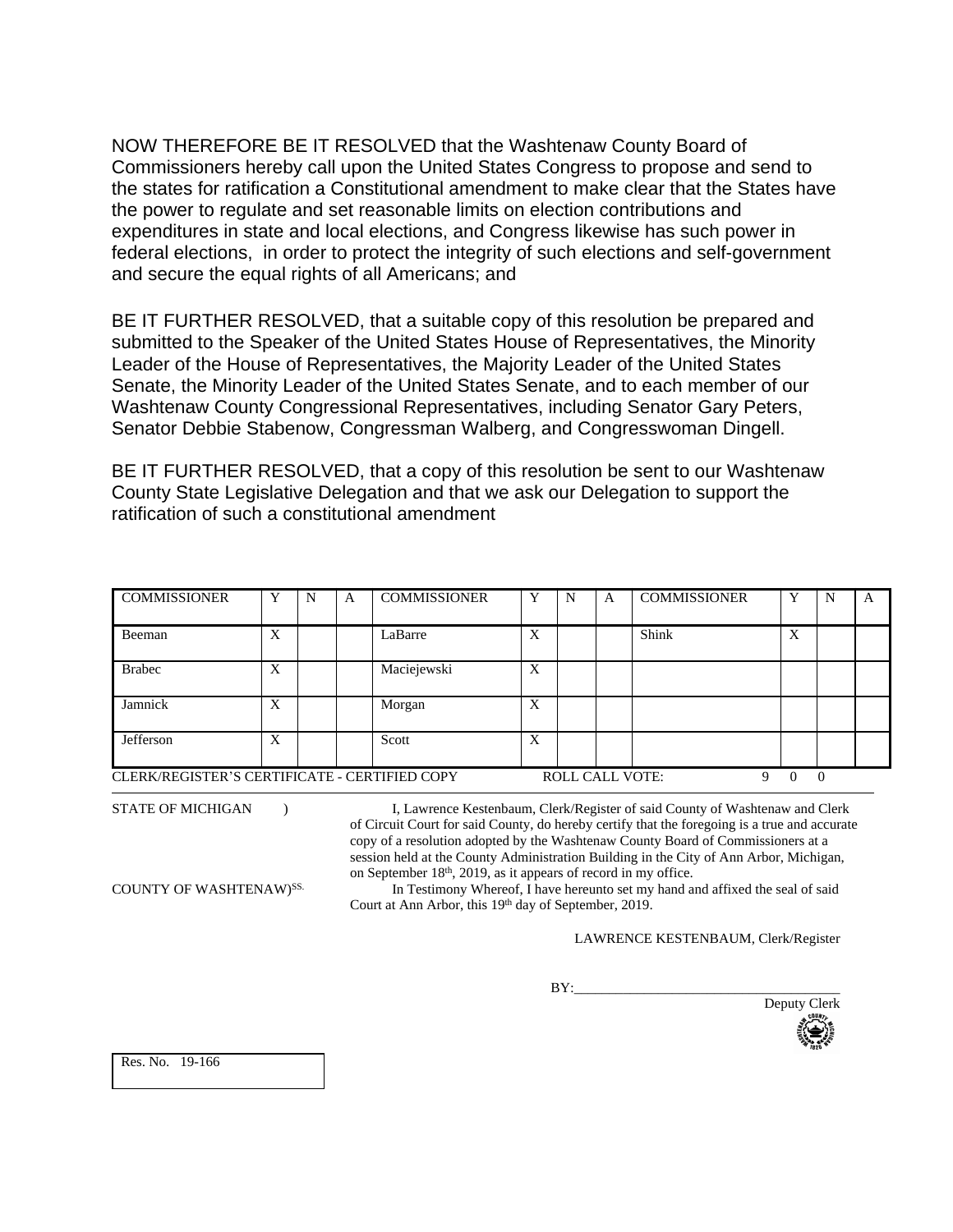NOW THEREFORE BE IT RESOLVED that the Washtenaw County Board of Commissioners hereby call upon the United States Congress to propose and send to the states for ratification a Constitutional amendment to make clear that the States have the power to regulate and set reasonable limits on election contributions and expenditures in state and local elections, and Congress likewise has such power in federal elections, in order to protect the integrity of such elections and self-government and secure the equal rights of all Americans; and

BE IT FURTHER RESOLVED, that a suitable copy of this resolution be prepared and submitted to the Speaker of the United States House of Representatives, the Minority Leader of the House of Representatives, the Majority Leader of the United States Senate, the Minority Leader of the United States Senate, and to each member of our Washtenaw County Congressional Representatives, including Senator Gary Peters, Senator Debbie Stabenow, Congressman Walberg, and Congresswoman Dingell.

BE IT FURTHER RESOLVED, that a copy of this resolution be sent to our Washtenaw County State Legislative Delegation and that we ask our Delegation to support the ratification of such a constitutional amendment

| COMMISSIONER | Y | N | A | COMMISSIONER | Y | N | A | COMMISSIONER | Y | N | A |
|---|---|---|---|---|---|---|---|---|---|---|---|
| Beeman | X | | | LaBarre | X | | | Shink | X | | |
| Brabec | X | | | Maciejewski | X | | | | | | |
| Jamnick | X | | | Morgan | X | | | | | | |
| Jefferson | X | | | Scott | X | | | | | | |

CLERK/REGISTER'S CERTIFICATE - CERTIFIED COPY ROLL CALL VOTE: 9 0 0

STATE OF MICHIGAN )

COUNTY OF WASHTENAW) SS.

I, Lawrence Kestenbaum, Clerk/Register of said County of Washtenaw and Clerk of Circuit Court for said County, do hereby certify that the foregoing is a true and accurate copy of a resolution adopted by the Washtenaw County Board of Commissioners at a session held at the County Administration Building in the City of Ann Arbor, Michigan, on September 18th, 2019, as it appears of record in my office.

In Testimony Whereof, I have hereunto set my hand and affixed the seal of said Court at Ann Arbor, this 19th day of September, 2019.

LAWRENCE KESTENBAUM, Clerk/Register

BY:\_\_\_\_\_\_\_\_\_\_\_\_\_\_\_\_\_\_\_\_\_\_\_\_\_\_\_\_\_\_\_\_\_\_\_\_\_\_

Deputy Clerk

Res. No. 19-166